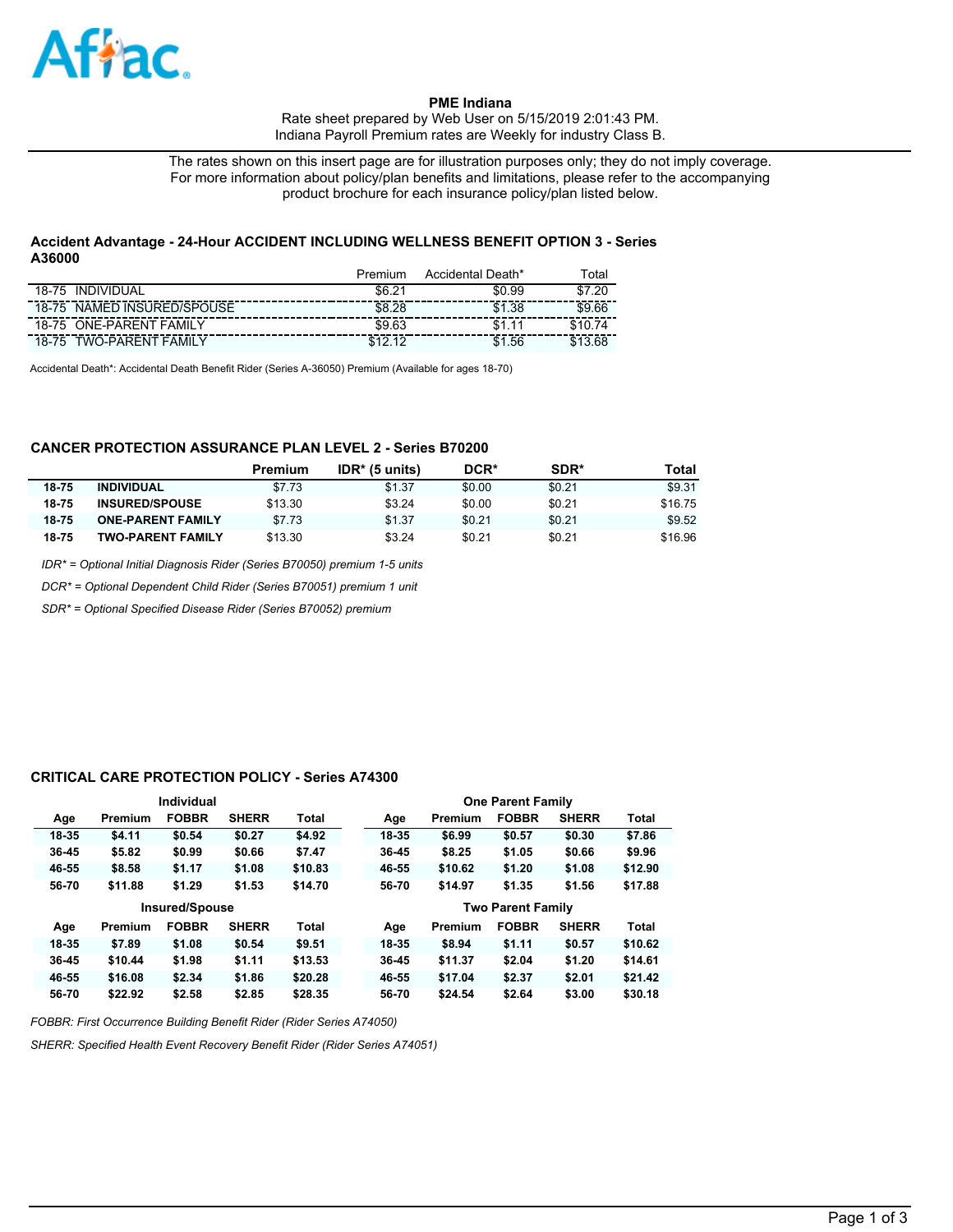Aflac

**PME Indiana**

Rate sheet prepared by Web User on 5/15/2019 2:01:43 PM.
Indiana Payroll Premium rates are Weekly for industry Class B.

The rates shown on this insert page are for illustration purposes only; they do not imply coverage. For more information about policy/plan benefits and limitations, please refer to the accompanying product brochure for each insurance policy/plan listed below.

### Accident Advantage - 24-Hour ACCIDENT INCLUDING WELLNESS BENEFIT OPTION 3 - Series A36000

| | Premium | Accidental Death* | Total |
|---|---|---|---|
| 18-75 INDIVIDUAL | $6.21 | $0.99 | $7.20 |
| 18-75 NAMED INSURED/SPOUSE | $8.28 | $1.38 | $9.66 |
| 18-75 ONE-PARENT FAMILY | $9.63 | $1.11 | $10.74 |
| 18-75 TWO-PARENT FAMILY | $12.12 | $1.56 | $13.68 |

Accidental Death*: Accidental Death Benefit Rider (Series A-36050) Premium (Available for ages 18-70)

### CANCER PROTECTION ASSURANCE PLAN LEVEL 2 - Series B70200

| | | Premium | IDR* (5 units) | DCR* | SDR* | Total |
|---|---|---|---|---|---|---|
| 18-75 | INDIVIDUAL | $7.73 | $1.37 | $0.00 | $0.21 | $9.31 |
| 18-75 | INSURED/SPOUSE | $13.30 | $3.24 | $0.00 | $0.21 | $16.75 |
| 18-75 | ONE-PARENT FAMILY | $7.73 | $1.37 | $0.21 | $0.21 | $9.52 |
| 18-75 | TWO-PARENT FAMILY | $13.30 | $3.24 | $0.21 | $0.21 | $16.96 |

*IDR* = Optional Initial Diagnosis Rider (Series B70050) premium 1-5 units*

*DCR* = Optional Dependent Child Rider (Series B70051) premium 1 unit*

*SDR* = Optional Specified Disease Rider (Series B70052) premium*

### CRITICAL CARE PROTECTION POLICY - Series A74300

| Individual | | | | | One Parent Family | | | | |
|---|---|---|---|---|---|---|---|---|---|
| Age | Premium | FOBBR | SHERR | Total | Age | Premium | FOBBR | SHERR | Total |
| 18-35 | $4.11 | $0.54 | $0.27 | $4.92 | 18-35 | $6.99 | $0.57 | $0.30 | $7.86 |
| 36-45 | $5.82 | $0.99 | $0.66 | $7.47 | 36-45 | $8.25 | $1.05 | $0.66 | $9.96 |
| 46-55 | $8.58 | $1.17 | $1.08 | $10.83 | 46-55 | $10.62 | $1.20 | $1.08 | $12.90 |
| 56-70 | $11.88 | $1.29 | $1.53 | $14.70 | 56-70 | $14.97 | $1.35 | $1.56 | $17.88 |

| Insured/Spouse | | | | | Two Parent Family | | | | |
|---|---|---|---|---|---|---|---|---|---|
| Age | Premium | FOBBR | SHERR | Total | Age | Premium | FOBBR | SHERR | Total |
| 18-35 | $7.89 | $1.08 | $0.54 | $9.51 | 18-35 | $8.94 | $1.11 | $0.57 | $10.62 |
| 36-45 | $10.44 | $1.98 | $1.11 | $13.53 | 36-45 | $11.37 | $2.04 | $1.20 | $14.61 |
| 46-55 | $16.08 | $2.34 | $1.86 | $20.28 | 46-55 | $17.04 | $2.37 | $2.01 | $21.42 |
| 56-70 | $22.92 | $2.58 | $2.85 | $28.35 | 56-70 | $24.54 | $2.64 | $3.00 | $30.18 |

*FOBBR: First Occurrence Building Benefit Rider (Rider Series A74050)*

*SHERR: Specified Health Event Recovery Benefit Rider (Rider Series A74051)*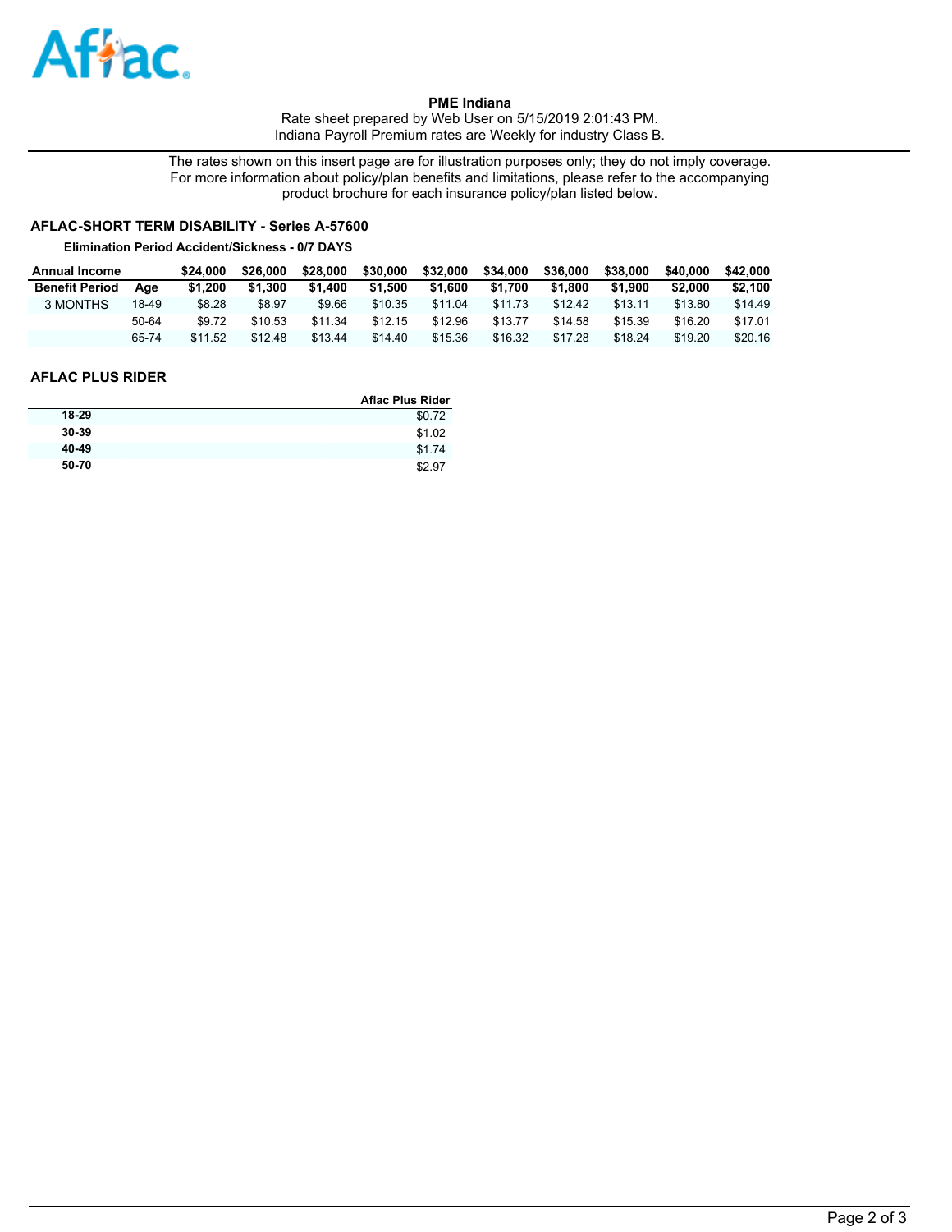**PME Indiana**
Rate sheet prepared by Web User on 5/15/2019 2:01:43 PM.
Indiana Payroll Premium rates are Weekly for industry Class B.

The rates shown on this insert page are for illustration purposes only; they do not imply coverage. For more information about policy/plan benefits and limitations, please refer to the accompanying product brochure for each insurance policy/plan listed below.

## AFLAC-SHORT TERM DISABILITY - Series A-57600

**Elimination Period Accident/Sickness - 0/7 DAYS**

| Annual Income | | $24,000 | $26,000 | $28,000 | $30,000 | $32,000 | $34,000 | $36,000 | $38,000 | $40,000 | $42,000 |
|---|---|---|---|---|---|---|---|---|---|---|---|
| **Benefit Period** | **Age** | **$1,200** | **$1,300** | **$1,400** | **$1,500** | **$1,600** | **$1,700** | **$1,800** | **$1,900** | **$2,000** | **$2,100** |
| 3 MONTHS | 18-49 | $8.28 | $8.97 | $9.66 | $10.35 | $11.04 | $11.73 | $12.42 | $13.11 | $13.80 | $14.49 |
| | 50-64 | $9.72 | $10.53 | $11.34 | $12.15 | $12.96 | $13.77 | $14.58 | $15.39 | $16.20 | $17.01 |
| | 65-74 | $11.52 | $12.48 | $13.44 | $14.40 | $15.36 | $16.32 | $17.28 | $18.24 | $19.20 | $20.16 |

## AFLAC PLUS RIDER

| | Aflac Plus Rider |
|---|---|
| **18-29** | $0.72 |
| **30-39** | $1.02 |
| **40-49** | $1.74 |
| **50-70** | $2.97 |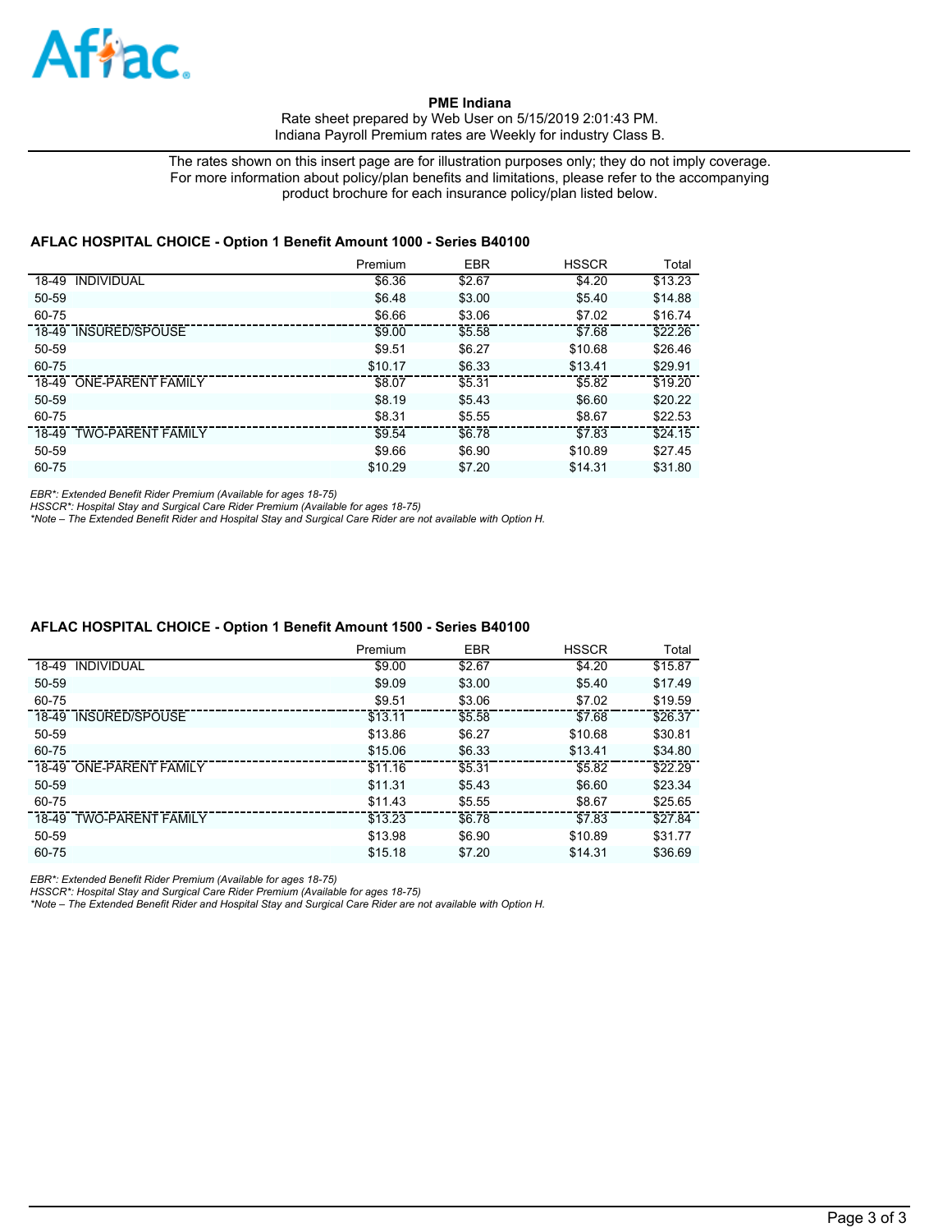**PME Indiana**

Rate sheet prepared by Web User on 5/15/2019 2:01:43 PM.

Indiana Payroll Premium rates are Weekly for industry Class B.

The rates shown on this insert page are for illustration purposes only; they do not imply coverage. For more information about policy/plan benefits and limitations, please refer to the accompanying product brochure for each insurance policy/plan listed below.

### AFLAC HOSPITAL CHOICE - Option 1 Benefit Amount 1000 - Series B40100

| | Premium | EBR | HSSCR | Total |
|---|---|---|---|---|
| 18-49 INDIVIDUAL | $6.36 | $2.67 | $4.20 | $13.23 |
| 50-59 | $6.48 | $3.00 | $5.40 | $14.88 |
| 60-75 | $6.66 | $3.06 | $7.02 | $16.74 |
| 18-49 INSURED/SPOUSE | $9.00 | $5.58 | $7.68 | $22.26 |
| 50-59 | $9.51 | $6.27 | $10.68 | $26.46 |
| 60-75 | $10.17 | $6.33 | $13.41 | $29.91 |
| 18-49 ONE-PARENT FAMILY | $8.07 | $5.31 | $5.82 | $19.20 |
| 50-59 | $8.19 | $5.43 | $6.60 | $20.22 |
| 60-75 | $8.31 | $5.55 | $8.67 | $22.53 |
| 18-49 TWO-PARENT FAMILY | $9.54 | $6.78 | $7.83 | $24.15 |
| 50-59 | $9.66 | $6.90 | $10.89 | $27.45 |
| 60-75 | $10.29 | $7.20 | $14.31 | $31.80 |

*EBR\*: Extended Benefit Rider Premium (Available for ages 18-75)*
*HSSCR\*: Hospital Stay and Surgical Care Rider Premium (Available for ages 18-75)*
*\*Note – The Extended Benefit Rider and Hospital Stay and Surgical Care Rider are not available with Option H.*

### AFLAC HOSPITAL CHOICE - Option 1 Benefit Amount 1500 - Series B40100

| | Premium | EBR | HSSCR | Total |
|---|---|---|---|---|
| 18-49 INDIVIDUAL | $9.00 | $2.67 | $4.20 | $15.87 |
| 50-59 | $9.09 | $3.00 | $5.40 | $17.49 |
| 60-75 | $9.51 | $3.06 | $7.02 | $19.59 |
| 18-49 INSURED/SPOUSE | $13.11 | $5.58 | $7.68 | $26.37 |
| 50-59 | $13.86 | $6.27 | $10.68 | $30.81 |
| 60-75 | $15.06 | $6.33 | $13.41 | $34.80 |
| 18-49 ONE-PARENT FAMILY | $11.16 | $5.31 | $5.82 | $22.29 |
| 50-59 | $11.31 | $5.43 | $6.60 | $23.34 |
| 60-75 | $11.43 | $5.55 | $8.67 | $25.65 |
| 18-49 TWO-PARENT FAMILY | $13.23 | $6.78 | $7.83 | $27.84 |
| 50-59 | $13.98 | $6.90 | $10.89 | $31.77 |
| 60-75 | $15.18 | $7.20 | $14.31 | $36.69 |

*EBR\*: Extended Benefit Rider Premium (Available for ages 18-75)*
*HSSCR\*: Hospital Stay and Surgical Care Rider Premium (Available for ages 18-75)*
*\*Note – The Extended Benefit Rider and Hospital Stay and Surgical Care Rider are not available with Option H.*